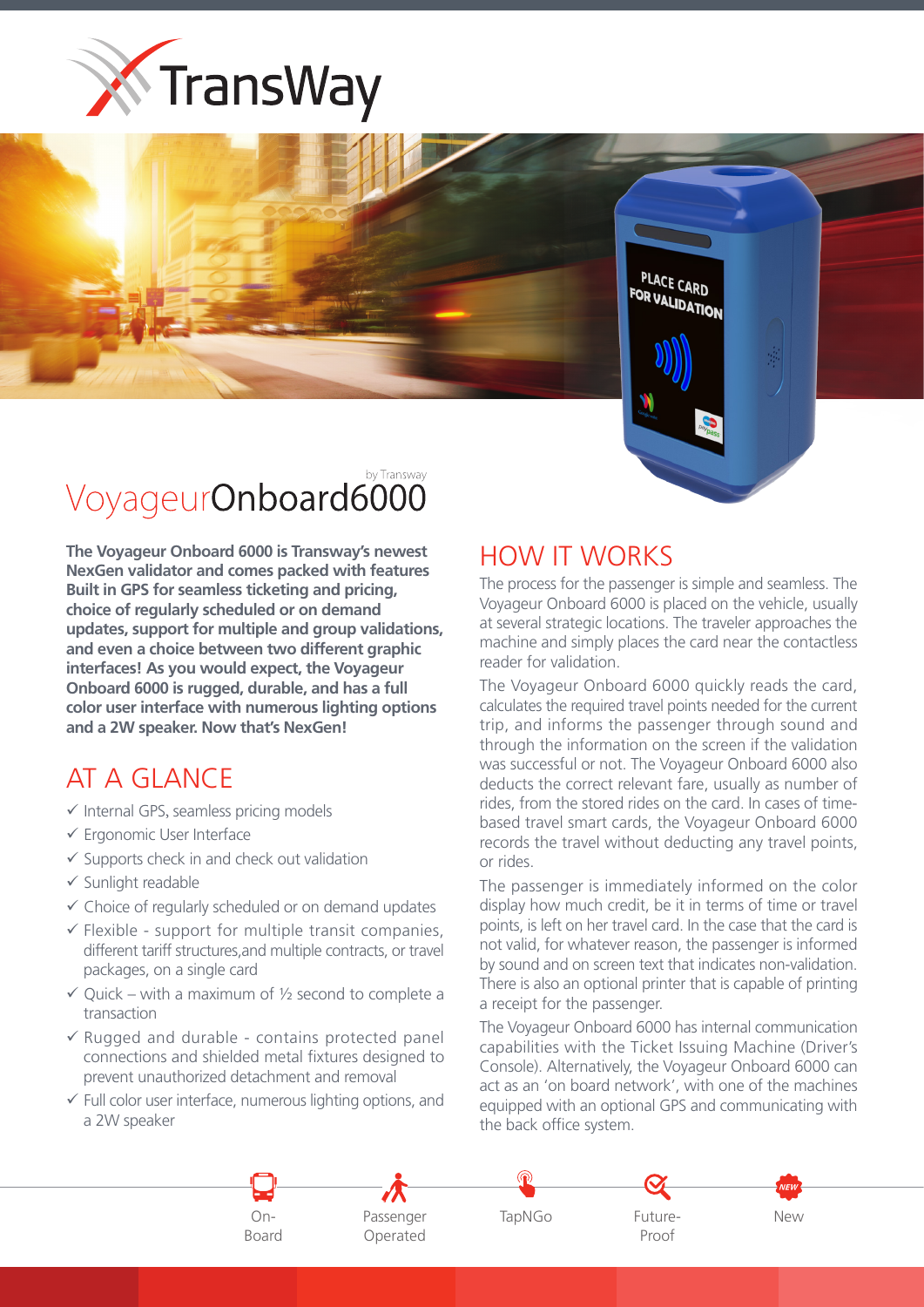TransWay

# VoyageurOnboard6000

by Transway

**The Voyageur Onboard 6000 is Transway's newest NexGen validator and comes packed with features Built in GPS for seamless ticketing and pricing, choice of regularly scheduled or on demand updates, support for multiple and group validations, and even a choice between two different graphic interfaces! As you would expect, the Voyageur Onboard 6000 is rugged, durable, and has a full color user interface with numerous lighting options and a 2W speaker. Now that's NexGen!**

## AT A GLANCE

- ✓ Internal GPS, seamless pricing models
- ✓ Ergonomic User Interface
- ✓ Supports check in and check out validation
- ✓ Sunlight readable
- ✓ Choice of regularly scheduled or on demand updates
- ✓ Flexible - support for multiple transit companies, different tariff structures,and multiple contracts, or travel packages, on a single card
- ✓ Quick – with a maximum of ½ second to complete a transaction
- ✓ Rugged and durable - contains protected panel connections and shielded metal fixtures designed to prevent unauthorized detachment and removal
- ✓ Full color user interface, numerous lighting options, and a 2W speaker

## HOW IT WORKS

The process for the passenger is simple and seamless. The Voyageur Onboard 6000 is placed on the vehicle, usually at several strategic locations. The traveler approaches the machine and simply places the card near the contactless reader for validation.

The Voyageur Onboard 6000 quickly reads the card, calculates the required travel points needed for the current trip, and informs the passenger through sound and through the information on the screen if the validation was successful or not. The Voyageur Onboard 6000 also deducts the correct relevant fare, usually as number of rides, from the stored rides on the card. In cases of time-based travel smart cards, the Voyageur Onboard 6000 records the travel without deducting any travel points, or rides.

The passenger is immediately informed on the color display how much credit, be it in terms of time or travel points, is left on her travel card. In the case that the card is not valid, for whatever reason, the passenger is informed by sound and on screen text that indicates non-validation. There is also an optional printer that is capable of printing a receipt for the passenger.

The Voyageur Onboard 6000 has internal communication capabilities with the Ticket Issuing Machine (Driver's Console). Alternatively, the Voyageur Onboard 6000 can act as an 'on board network', with one of the machines equipped with an optional GPS and communicating with the back office system.

On-Board | Passenger Operated | TapNGo | Future-Proof | New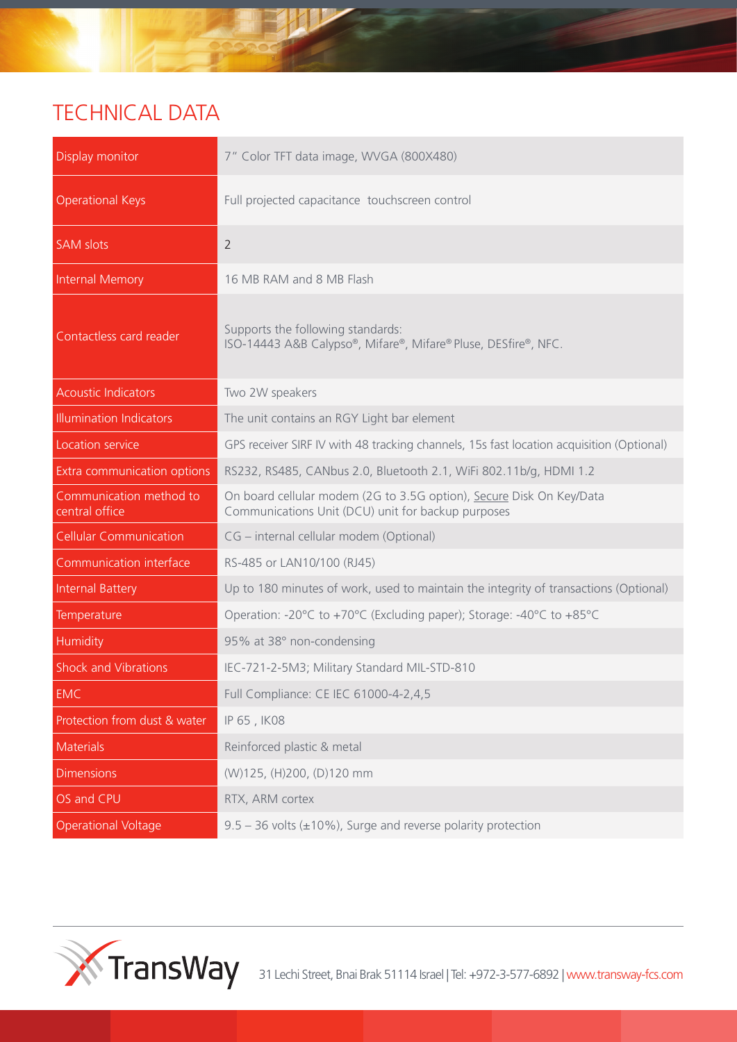# TECHNICAL DATA

| | |
|---|---|
| Display monitor | 7" Color TFT data image, WVGA (800X480) |
| Operational Keys | Full projected capacitance touchscreen control |
| SAM slots | 2 |
| Internal Memory | 16 MB RAM and 8 MB Flash |
| Contactless card reader | Supports the following standards:<br>ISO-14443 A&B Calypso®, Mifare®, Mifare® Pluse, DESfire®, NFC. |
| Acoustic Indicators | Two 2W speakers |
| Illumination Indicators | The unit contains an RGY Light bar element |
| Location service | GPS receiver SIRF IV with 48 tracking channels, 15s fast location acquisition (Optional) |
| Extra communication options | RS232, RS485, CANbus 2.0, Bluetooth 2.1, WiFi 802.11b/g, HDMI 1.2 |
| Communication method to central office | On board cellular modem (2G to 3.5G option), Secure Disk On Key/Data Communications Unit (DCU) unit for backup purposes |
| Cellular Communication | CG – internal cellular modem (Optional) |
| Communication interface | RS-485 or LAN10/100 (RJ45) |
| Internal Battery | Up to 180 minutes of work, used to maintain the integrity of transactions (Optional) |
| Temperature | Operation: -20°C to +70°C (Excluding paper); Storage: -40°C to +85°C |
| Humidity | 95% at 38° non-condensing |
| Shock and Vibrations | IEC-721-2-5M3; Military Standard MIL-STD-810 |
| EMC | Full Compliance: CE IEC 61000-4-2,4,5 |
| Protection from dust & water | IP 65 , IK08 |
| Materials | Reinforced plastic & metal |
| Dimensions | (W)125, (H)200, (D)120 mm |
| OS and CPU | RTX, ARM cortex |
| Operational Voltage | 9.5 – 36 volts (±10%), Surge and reverse polarity protection |

TransWay 31 Lechi Street, Bnai Brak 51114 Israel | Tel: +972-3-577-6892 | www.transway-fcs.com